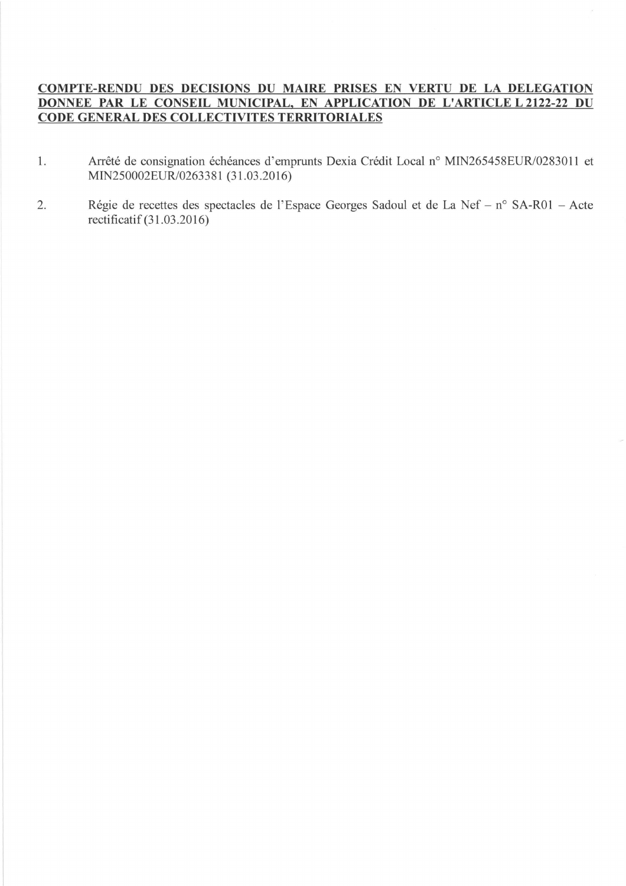**COMPTE-RENDU DES DECISIONS DU MAIRE PRISES EN VERTU DE LA DELEGATION DONNEE PAR LE CONSEIL MUNICIPAL, EN APPLICATION DE L'ARTICLE L 2122-22 DU CODE GENERAL DES COLLECTIVITES TERRITORIALES**

1. Arrêté de consignation échéances d'emprunts Dexia Crédit Local n° MIN265458EUR/0283011 et MIN250002EUR/0263381 (31.03.2016)

2. Régie de recettes des spectacles de l'Espace Georges Sadoul et de La Nef – n° SA-R01 – Acte rectificatif (31.03.2016)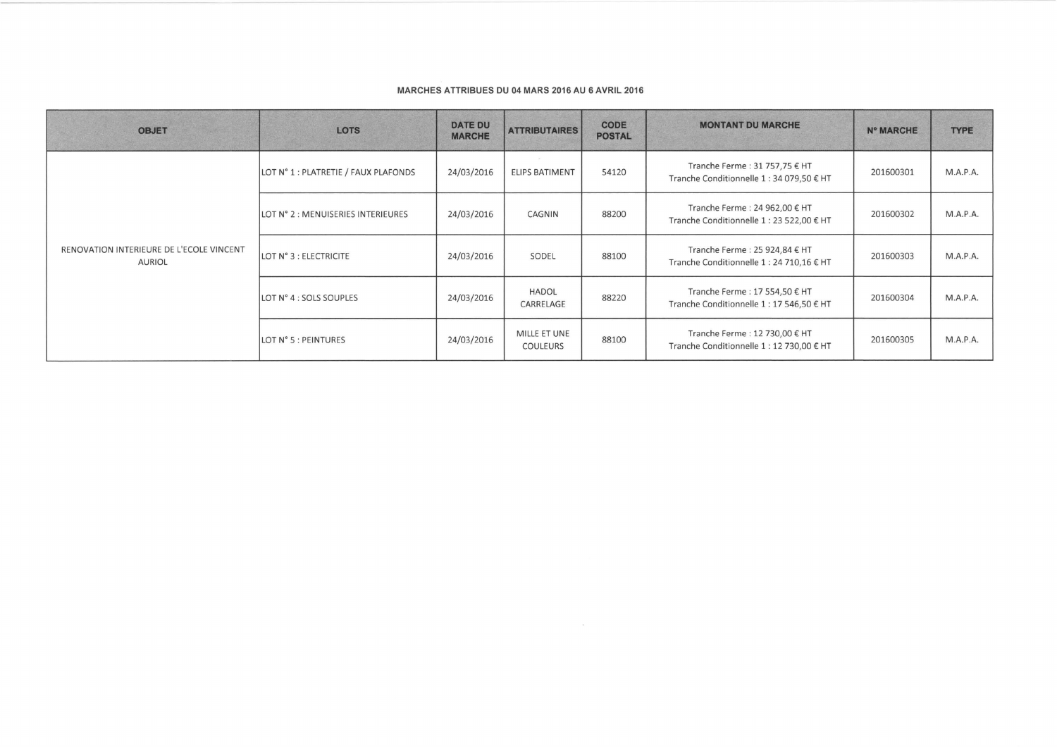## MARCHES ATTRIBUES DU 04 MARS 2016 AU 6 AVRIL 2016

| OBJET | LOTS | DATE DU MARCHE | ATTRIBUTAIRES | CODE POSTAL | MONTANT DU MARCHE | N° MARCHE | TYPE |
|---|---|---|---|---|---|---|---|
| RENOVATION INTERIEURE DE L'ECOLE VINCENT AURIOL | LOT N° 1 : PLATRETIE / FAUX PLAFONDS | 24/03/2016 | ELIPS BATIMENT | 54120 | Tranche Ferme : 31 757,75 € HT<br>Tranche Conditionnelle 1 : 34 079,50 € HT | 201600301 | M.A.P.A. |
| | LOT N° 2 : MENUISERIES INTERIEURES | 24/03/2016 | CAGNIN | 88200 | Tranche Ferme : 24 962,00 € HT<br>Tranche Conditionnelle 1 : 23 522,00 € HT | 201600302 | M.A.P.A. |
| | LOT N° 3 : ELECTRICITE | 24/03/2016 | SODEL | 88100 | Tranche Ferme : 25 924,84 € HT<br>Tranche Conditionnelle 1 : 24 710,16 € HT | 201600303 | M.A.P.A. |
| | LOT N° 4 : SOLS SOUPLES | 24/03/2016 | HADOL CARRELAGE | 88220 | Tranche Ferme : 17 554,50 € HT<br>Tranche Conditionnelle 1 : 17 546,50 € HT | 201600304 | M.A.P.A. |
| | LOT N° 5 : PEINTURES | 24/03/2016 | MILLE ET UNE COULEURS | 88100 | Tranche Ferme : 12 730,00 € HT<br>Tranche Conditionnelle 1 : 12 730,00 € HT | 201600305 | M.A.P.A. |